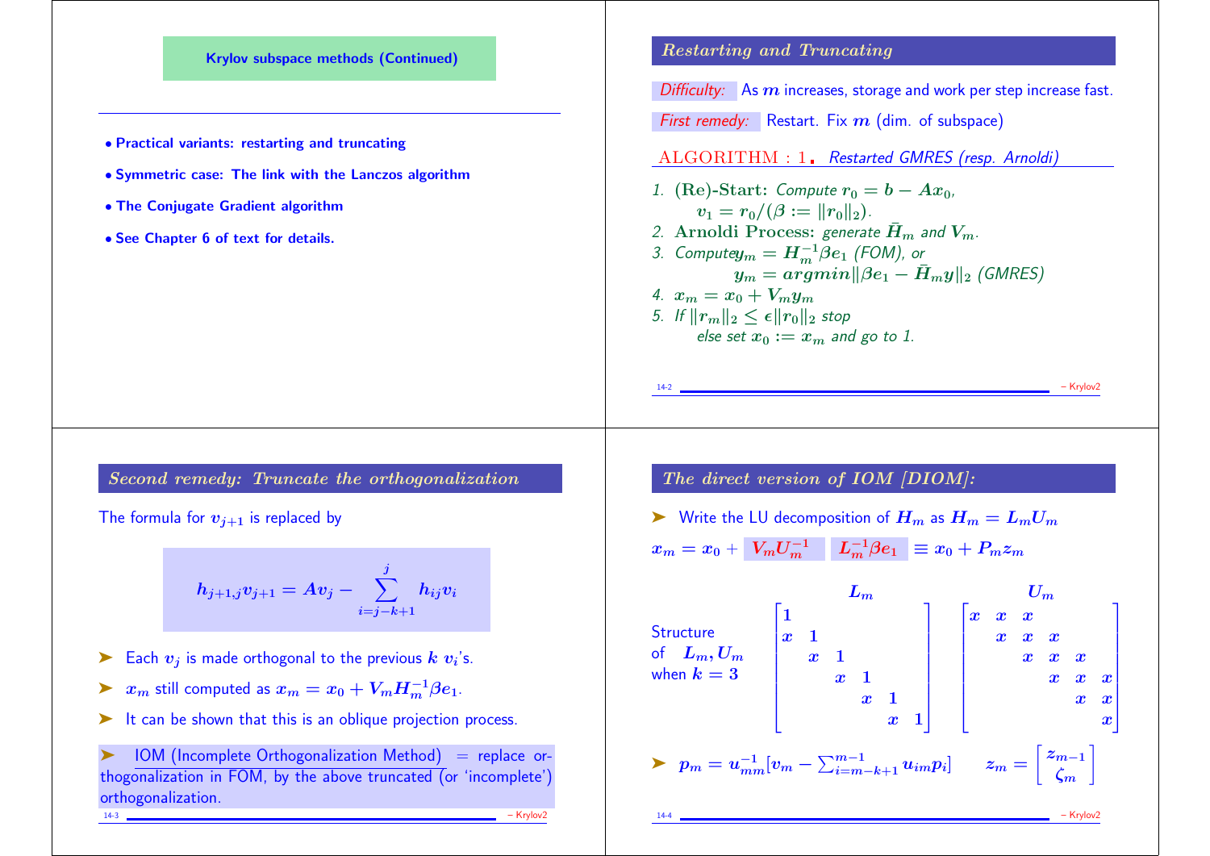## Krylov subspace methods (Continued)

- Practical variants: restarting and truncating
- Symmetric case: The link with the Lanczos algorithm
- The Conjugate Gradient algorithm
- See Chapter 6 of text for details.

## Restarting and Truncating

*Difficulty:* As $m$ increases, storage and work per step increase fast.

*First remedy:* Restart. Fix $m$ (dim. of subspace)

**ALGORITHM : 1.** *Restarted GMRES (resp. Arnoldi)*

1. **(Re)-Start:** Compute $r_0 = b - Ax_0$,
   $v_1 = r_0/(\beta := \|r_0\|_2)$.
2. **Arnoldi Process:** generate $\bar{H}_m$ and $V_m$.
3. Compute $y_m = H_m^{-1}\beta e_1$ (FOM), or
   $y_m = argmin\|\beta e_1 - \bar{H}_m y\|_2$ (GMRES)
4. $x_m = x_0 + V_m y_m$
5. If $\|r_m\|_2 \leq \epsilon\|r_0\|_2$ stop
   else set $x_0 := x_m$ and go to 1.

## Second remedy: Truncate the orthogonalization

The formula for $v_{j+1}$ is replaced by

$$h_{j+1,j}v_{j+1} = Av_j - \sum_{i=j-k+1}^{j} h_{ij}v_i$$

- Each $v_j$ is made orthogonal to the previous $k$ $v_i$'s.
- $x_m$ still computed as $x_m = x_0 + V_m H_m^{-1}\beta e_1$.
- It can be shown that this is an oblique projection process.

➤ IOM (Incomplete Orthogonalization Method) = replace orthogonalization in FOM, by the above truncated (or 'incomplete') orthogonalization.

## The direct version of IOM [DIOM]:

- Write the LU decomposition of $H_m$ as $H_m = L_m U_m$

$x_m = x_0 + V_m U_m^{-1} \; L_m^{-1}\beta e_1 \equiv x_0 + P_m z_m$

Structure of $L_m, U_m$ when $k = 3$

$$L_m = \begin{bmatrix} 1 & & & & & \\ x & 1 & & & & \\ & x & 1 & & & \\ & & x & 1 & & \\ & & & x & 1 & \\ & & & & x & 1 \end{bmatrix} \qquad U_m = \begin{bmatrix} x & x & x & & & \\ & x & x & x & & \\ & & x & x & x & \\ & & & x & x & x \\ & & & & x & x \\ & & & & & x \end{bmatrix}$$

- $p_m = u_{mm}^{-1}[v_m - \sum_{i=m-k+1}^{m-1} u_{im}p_i]$ $\qquad z_m = \begin{bmatrix} z_{m-1} \\ \zeta_m \end{bmatrix}$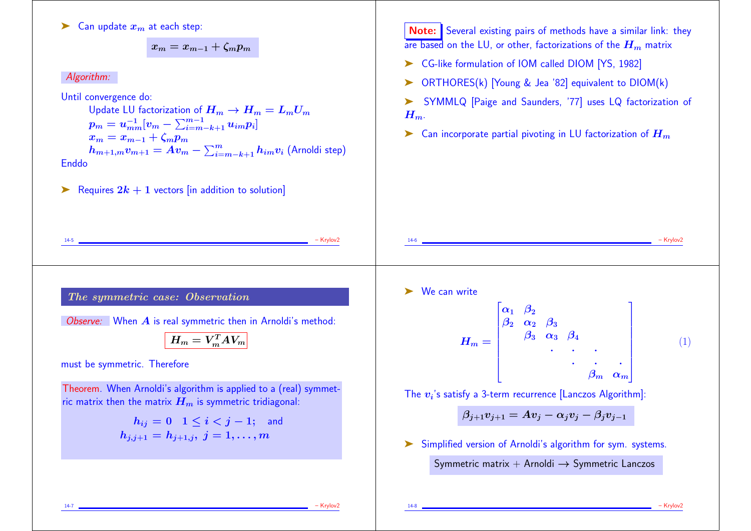➤ Can update $x_m$ at each step:

$$x_m = x_{m-1} + \zeta_m p_m$$

*Algorithm:*

Until convergence do:

Update LU factorization of $H_m \rightarrow H_m = L_m U_m$

$p_m = u_{mm}^{-1}[v_m - \sum_{i=m-k+1}^{m-1} u_{im} p_i]$

$x_m = x_{m-1} + \zeta_m p_m$

$h_{m+1,m} v_{m+1} = A v_m - \sum_{i=m-k+1}^{m} h_{im} v_i$ (Arnoldi step)

Enddo

➤ Requires $2k + 1$ vectors [in addition to solution]

**Note:** Several existing pairs of methods have a similar link: they are based on the LU, or other, factorizations of the $H_m$ matrix

➤ CG-like formulation of IOM called DIOM [YS, 1982]

➤ ORTHORES(k) [Young & Jea '82] equivalent to DIOM(k)

➤ SYMMLQ [Paige and Saunders, '77] uses LQ factorization of $H_m$.

➤ Can incorporate partial pivoting in LU factorization of $H_m$

## *The symmetric case: Observation*

*Observe:* When $A$ is real symmetric then in Arnoldi's method:

$$H_m = V_m^T A V_m$$

must be symmetric. Therefore

**Theorem.** When Arnoldi's algorithm is applied to a (real) symmetric matrix then the matrix $H_m$ is symmetric tridiagonal:

$$h_{ij} = 0 \quad 1 \le i < j - 1; \quad \text{and}$$
$$h_{j,j+1} = h_{j+1,j}, \; j = 1, \ldots, m$$

➤ We can write

$$H_m = \begin{bmatrix} \alpha_1 & \beta_2 & & & & \\ \beta_2 & \alpha_2 & \beta_3 & & & \\ & \beta_3 & \alpha_3 & \beta_4 & & \\ & & \cdot & \cdot & \cdot & \\ & & & \cdot & \cdot & \cdot \\ & & & & \beta_m & \alpha_m \end{bmatrix} \tag{1}$$

The $v_i$'s satisfy a 3-term recurrence [Lanczos Algorithm]:

$$\beta_{j+1} v_{j+1} = A v_j - \alpha_j v_j - \beta_j v_{j-1}$$

➤ Simplified version of Arnoldi's algorithm for sym. systems.

Symmetric matrix + Arnoldi $\rightarrow$ Symmetric Lanczos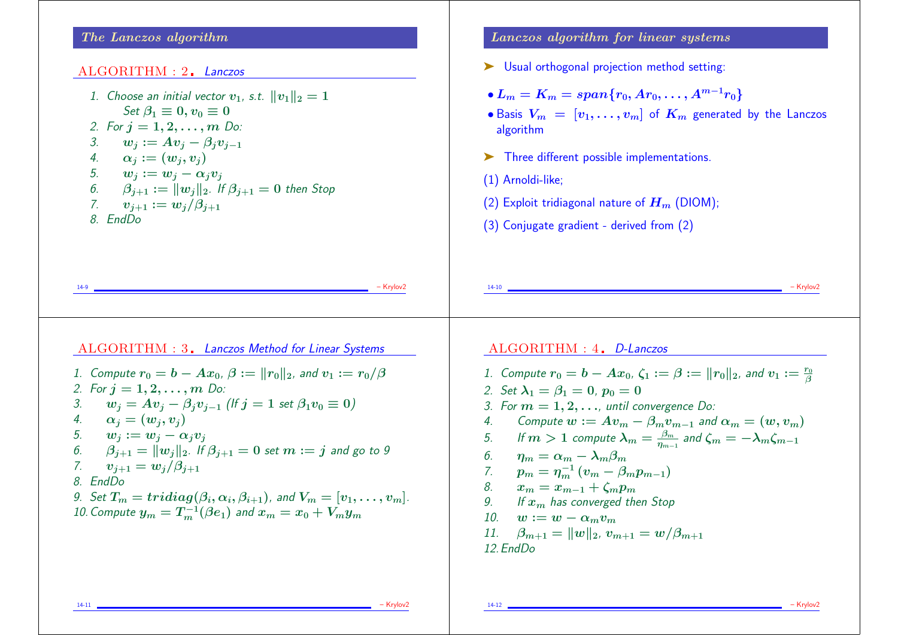## The Lanczos algorithm

**ALGORITHM : 2. *Lanczos***

1. Choose an initial vector $v_1$, s.t. $\|v_1\|_2 = 1$
   Set $\beta_1 \equiv 0, v_0 \equiv 0$
2. For $j = 1, 2, \ldots, m$ Do:
3. $\quad w_j := Av_j - \beta_j v_{j-1}$
4. $\quad \alpha_j := (w_j, v_j)$
5. $\quad w_j := w_j - \alpha_j v_j$
6. $\quad \beta_{j+1} := \|w_j\|_2$. If $\beta_{j+1} = 0$ then Stop
7. $\quad v_{j+1} := w_j / \beta_{j+1}$
8. EndDo

## Lanczos algorithm for linear systems

➤ Usual orthogonal projection method setting:

- $L_m = K_m = span\{r_0, Ar_0, \ldots, A^{m-1}r_0\}$
- Basis $V_m = [v_1, \ldots, v_m]$ of $K_m$ generated by the Lanczos algorithm

➤ Three different possible implementations.

(1) Arnoldi-like;

(2) Exploit tridiagonal nature of $H_m$ (DIOM);

(3) Conjugate gradient - derived from (2)

**ALGORITHM : 3. *Lanczos Method for Linear Systems***

1. Compute $r_0 = b - Ax_0$, $\beta := \|r_0\|_2$, and $v_1 := r_0/\beta$
2. For $j = 1, 2, \ldots, m$ Do:
3. $\quad w_j = Av_j - \beta_j v_{j-1}$ (If $j = 1$ set $\beta_1 v_0 \equiv 0$)
4. $\quad \alpha_j = (w_j, v_j)$
5. $\quad w_j := w_j - \alpha_j v_j$
6. $\quad \beta_{j+1} = \|w_j\|_2$. If $\beta_{j+1} = 0$ set $m := j$ and go to 9
7. $\quad v_{j+1} = w_j / \beta_{j+1}$
8. EndDo
9. Set $T_m = tridiag(\beta_i, \alpha_i, \beta_{i+1})$, and $V_m = [v_1, \ldots, v_m]$.
10. Compute $y_m = T_m^{-1}(\beta e_1)$ and $x_m = x_0 + V_m y_m$

**ALGORITHM : 4. *D-Lanczos***

1. Compute $r_0 = b - Ax_0$, $\zeta_1 := \beta := \|r_0\|_2$, and $v_1 := \frac{r_0}{\beta}$
2. Set $\lambda_1 = \beta_1 = 0$, $p_0 = 0$
3. For $m = 1, 2, \ldots$, until convergence Do:
4. $\quad$ Compute $w := Av_m - \beta_m v_{m-1}$ and $\alpha_m = (w, v_m)$
5. $\quad$ If $m > 1$ compute $\lambda_m = \frac{\beta_m}{\eta_{m-1}}$ and $\zeta_m = -\lambda_m \zeta_{m-1}$
6. $\quad \eta_m = \alpha_m - \lambda_m \beta_m$
7. $\quad p_m = \eta_m^{-1}(v_m - \beta_m p_{m-1})$
8. $\quad x_m = x_{m-1} + \zeta_m p_m$
9. $\quad$ If $x_m$ has converged then Stop
10. $\quad w := w - \alpha_m v_m$
11. $\quad \beta_{m+1} = \|w\|_2$, $v_{m+1} = w/\beta_{m+1}$
12. EndDo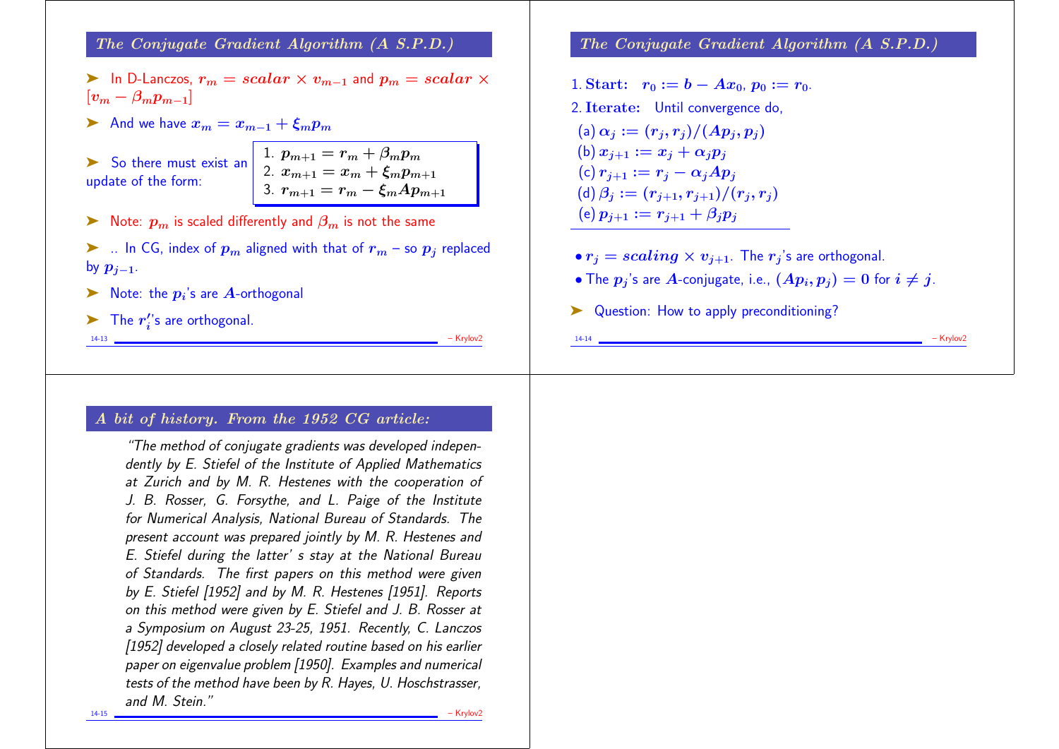## The Conjugate Gradient Algorithm (A S.P.D.)

- In D-Lanczos, $r_m = scalar \times v_{m-1}$ and $p_m = scalar \times [v_m - \beta_m p_{m-1}]$
- And we have $x_m = x_{m-1} + \xi_m p_m$
- So there must exist an update of the form:
  1. $p_{m+1} = r_m + \beta_m p_m$
  2. $x_{m+1} = x_m + \xi_m p_{m+1}$
  3. $r_{m+1} = r_m - \xi_m A p_{m+1}$
- Note: $p_m$ is scaled differently and $\beta_m$ is not the same
- .. In CG, index of $p_m$ aligned with that of $r_m$ – so $p_j$ replaced by $p_{j-1}$.
- Note: the $p_i$'s are $A$-orthogonal
- The $r_i''$s are orthogonal.

## The Conjugate Gradient Algorithm (A S.P.D.)

1. **Start:** $r_0 := b - Ax_0$, $p_0 := r_0$.
2. **Iterate:** Until convergence do,
   (a) $\alpha_j := (r_j, r_j)/(Ap_j, p_j)$
   (b) $x_{j+1} := x_j + \alpha_j p_j$
   (c) $r_{j+1} := r_j - \alpha_j A p_j$
   (d) $\beta_j := (r_{j+1}, r_{j+1})/(r_j, r_j)$
   (e) $p_{j+1} := r_{j+1} + \beta_j p_j$

- $r_j = scaling \times v_{j+1}$. The $r_j$'s are orthogonal.
- The $p_j$'s are $A$-conjugate, i.e., $(Ap_i, p_j) = 0$ for $i \neq j$.

- Question: How to apply preconditioning?

## A bit of history. From the 1952 CG article:

*"The method of conjugate gradients was developed independently by E. Stiefel of the Institute of Applied Mathematics at Zurich and by M. R. Hestenes with the cooperation of J. B. Rosser, G. Forsythe, and L. Paige of the Institute for Numerical Analysis, National Bureau of Standards. The present account was prepared jointly by M. R. Hestenes and E. Stiefel during the latter' s stay at the National Bureau of Standards. The first papers on this method were given by E. Stiefel [1952] and by M. R. Hestenes [1951]. Reports on this method were given by E. Stiefel and J. B. Rosser at a Symposium on August 23-25, 1951. Recently, C. Lanczos [1952] developed a closely related routine based on his earlier paper on eigenvalue problem [1950]. Examples and numerical tests of the method have been by R. Hayes, U. Hoschstrasser, and M. Stein."*